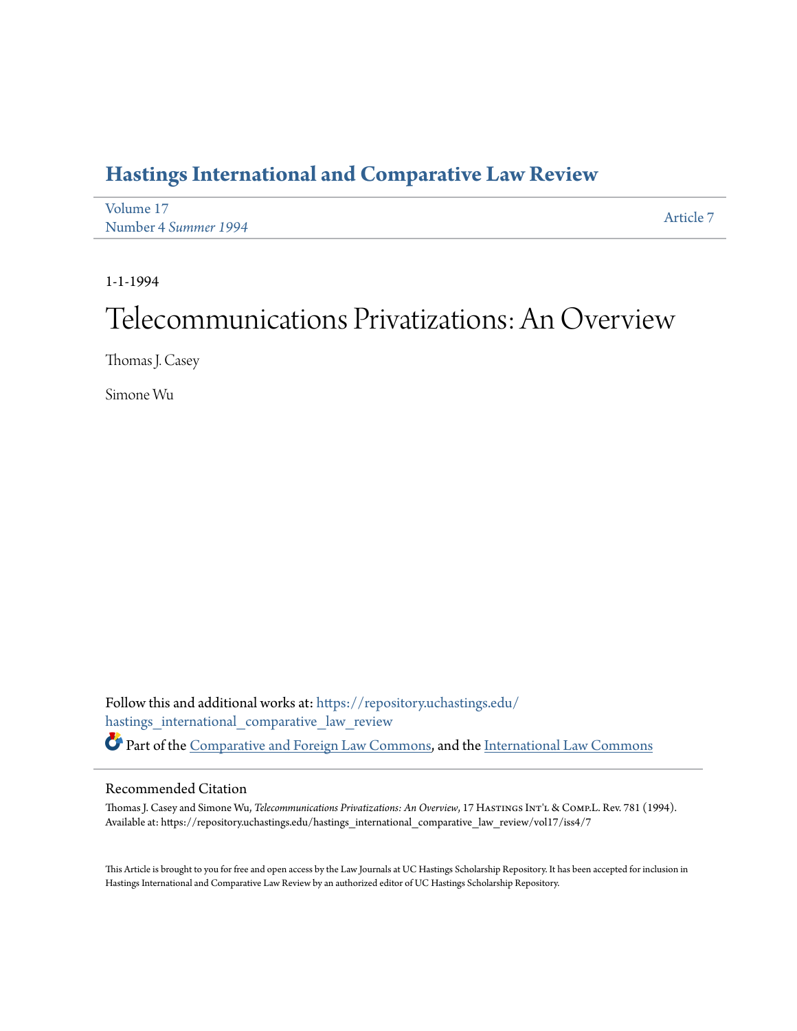# Hastings International and Comparative Law Review

Volume 17
Number 4 *Summer 1994*

Article 7

1-1-1994

# Telecommunications Privatizations: An Overview

Thomas J. Casey

Simone Wu

Follow this and additional works at: https://repository.uchastings.edu/hastings_international_comparative_law_review

Part of the Comparative and Foreign Law Commons, and the International Law Commons

## Recommended Citation

Thomas J. Casey and Simone Wu, *Telecommunications Privatizations: An Overview*, 17 Hastings Int'l & Comp.L. Rev. 781 (1994).
Available at: https://repository.uchastings.edu/hastings_international_comparative_law_review/vol17/iss4/7

This Article is brought to you for free and open access by the Law Journals at UC Hastings Scholarship Repository. It has been accepted for inclusion in Hastings International and Comparative Law Review by an authorized editor of UC Hastings Scholarship Repository.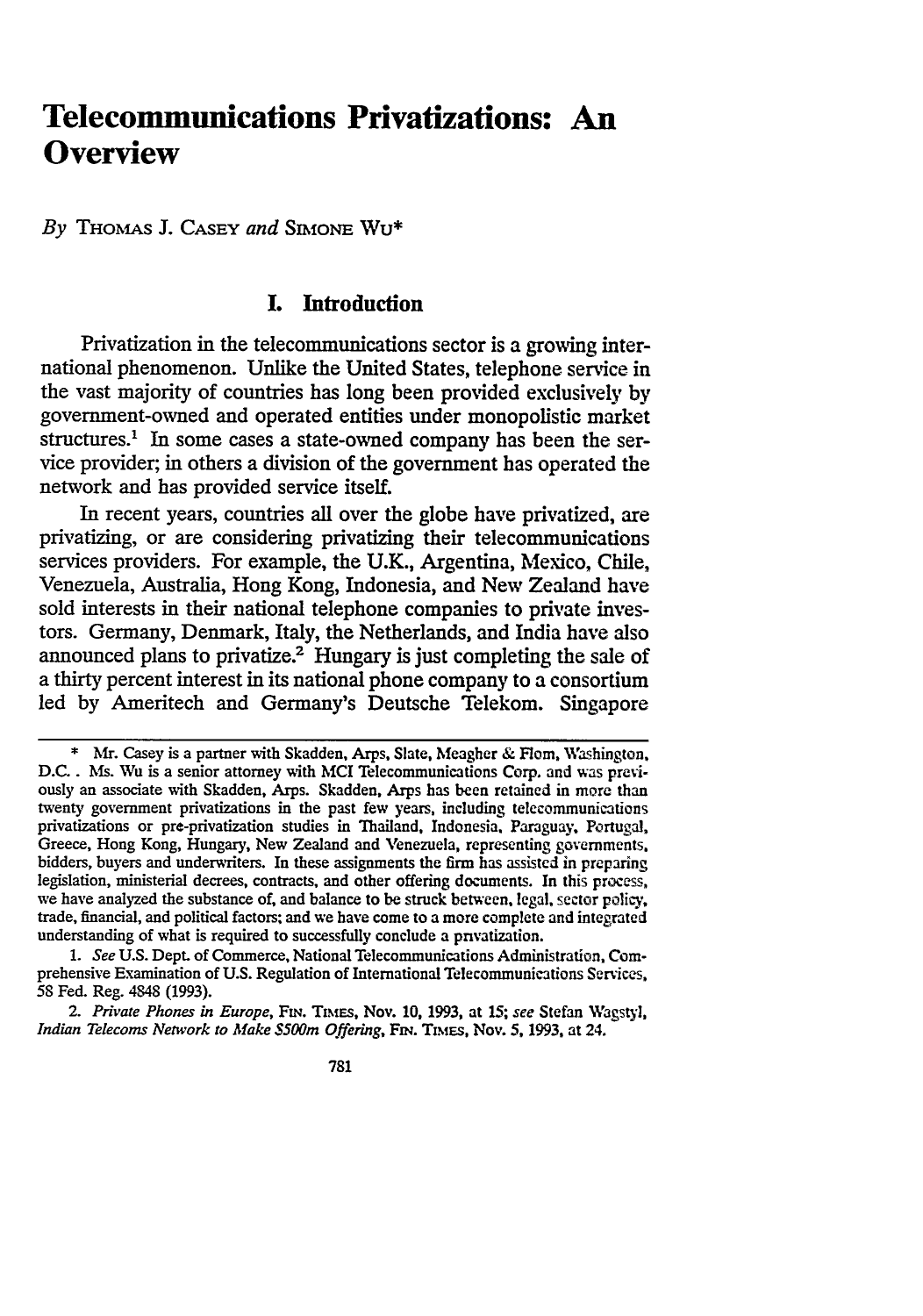# Telecommunications Privatizations: An Overview

*By* THOMAS J. CASEY *and* SIMONE WU*

## I. Introduction

Privatization in the telecommunications sector is a growing international phenomenon. Unlike the United States, telephone service in the vast majority of countries has long been provided exclusively by government-owned and operated entities under monopolistic market structures.[1] In some cases a state-owned company has been the service provider; in others a division of the government has operated the network and has provided service itself.

In recent years, countries all over the globe have privatized, are privatizing, or are considering privatizing their telecommunications services providers. For example, the U.K., Argentina, Mexico, Chile, Venezuela, Australia, Hong Kong, Indonesia, and New Zealand have sold interests in their national telephone companies to private investors. Germany, Denmark, Italy, the Netherlands, and India have also announced plans to privatize.[2] Hungary is just completing the sale of a thirty percent interest in its national phone company to a consortium led by Ameritech and Germany's Deutsche Telekom. Singapore

---

\* Mr. Casey is a partner with Skadden, Arps, Slate, Meagher & Flom, Washington, D.C. . Ms. Wu is a senior attorney with MCI Telecommunications Corp. and was previously an associate with Skadden, Arps. Skadden, Arps has been retained in more than twenty government privatizations in the past few years, including telecommunications privatizations or pre-privatization studies in Thailand, Indonesia, Paraguay, Portugal, Greece, Hong Kong, Hungary, New Zealand and Venezuela, representing governments, bidders, buyers and underwriters. In these assignments the firm has assisted in preparing legislation, ministerial decrees, contracts, and other offering documents. In this process, we have analyzed the substance of, and balance to be struck between, legal, sector policy, trade, financial, and political factors; and we have come to a more complete and integrated understanding of what is required to successfully conclude a privatization.

1. *See* U.S. Dept. of Commerce, National Telecommunications Administration, Comprehensive Examination of U.S. Regulation of International Telecommunications Services, 58 Fed. Reg. 4848 (1993).

2. *Private Phones in Europe*, FIN. TIMES, Nov. 10, 1993, at 15; *see* Stefan Wagstyl, *Indian Telecoms Network to Make $500m Offering*, FIN. TIMES, Nov. 5, 1993, at 24.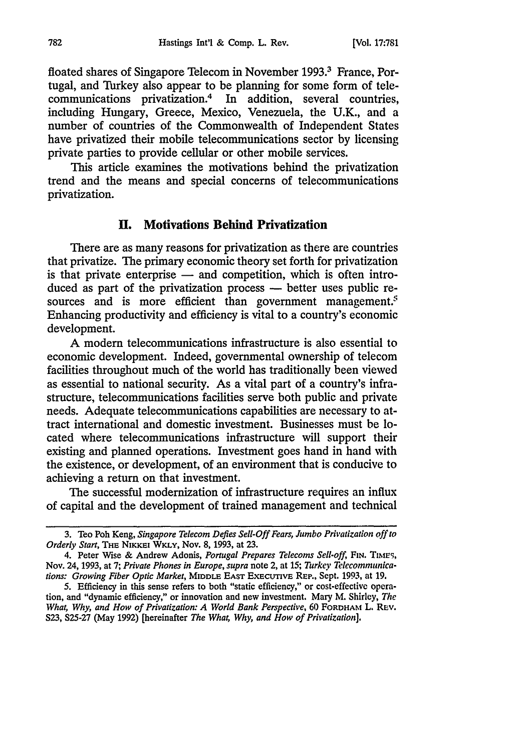floated shares of Singapore Telecom in November 1993.[3] France, Portugal, and Turkey also appear to be planning for some form of telecommunications privatization.[4] In addition, several countries, including Hungary, Greece, Mexico, Venezuela, the U.K., and a number of countries of the Commonwealth of Independent States have privatized their mobile telecommunications sector by licensing private parties to provide cellular or other mobile services.

This article examines the motivations behind the privatization trend and the means and special concerns of telecommunications privatization.

## II. Motivations Behind Privatization

There are as many reasons for privatization as there are countries that privatize. The primary economic theory set forth for privatization is that private enterprise — and competition, which is often introduced as part of the privatization process — better uses public resources and is more efficient than government management.[5] Enhancing productivity and efficiency is vital to a country's economic development.

A modern telecommunications infrastructure is also essential to economic development. Indeed, governmental ownership of telecom facilities throughout much of the world has traditionally been viewed as essential to national security. As a vital part of a country's infrastructure, telecommunications facilities serve both public and private needs. Adequate telecommunications capabilities are necessary to attract international and domestic investment. Businesses must be located where telecommunications infrastructure will support their existing and planned operations. Investment goes hand in hand with the existence, or development, of an environment that is conducive to achieving a return on that investment.

The successful modernization of infrastructure requires an influx of capital and the development of trained management and technical

---

3. Teo Poh Keng, *Singapore Telecom Defies Sell-Off Fears, Jumbo Privatization off to Orderly Start*, THE NIKKEI WKLY, Nov. 8, 1993, at 23.

4. Peter Wise & Andrew Adonis, *Portugal Prepares Telecoms Sell-off*, FIN. TIMES, Nov. 24, 1993, at 7; *Private Phones in Europe*, *supra* note 2, at 15; *Turkey Telecommunications: Growing Fiber Optic Market*, MIDDLE EAST EXECUTIVE REP., Sept. 1993, at 19.

5. Efficiency in this sense refers to both "static efficiency," or cost-effective operation, and "dynamic efficiency," or innovation and new investment. Mary M. Shirley, *The What, Why, and How of Privatization: A World Bank Perspective*, 60 FORDHAM L. REV. S23, S25-27 (May 1992) [hereinafter *The What, Why, and How of Privatization*].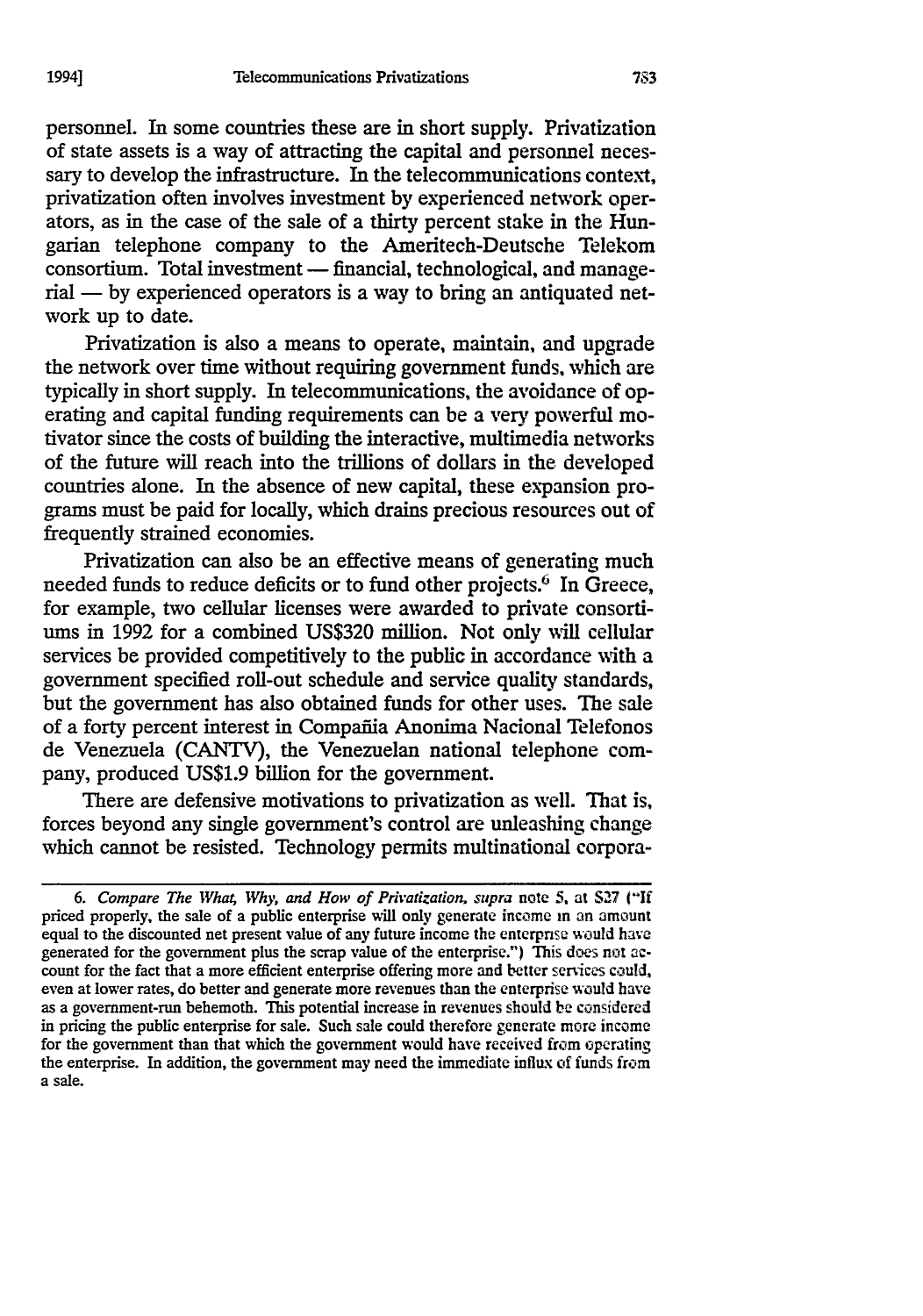personnel. In some countries these are in short supply. Privatization of state assets is a way of attracting the capital and personnel necessary to develop the infrastructure. In the telecommunications context, privatization often involves investment by experienced network operators, as in the case of the sale of a thirty percent stake in the Hungarian telephone company to the Ameritech-Deutsche Telekom consortium. Total investment — financial, technological, and managerial — by experienced operators is a way to bring an antiquated network up to date.

Privatization is also a means to operate, maintain, and upgrade the network over time without requiring government funds, which are typically in short supply. In telecommunications, the avoidance of operating and capital funding requirements can be a very powerful motivator since the costs of building the interactive, multimedia networks of the future will reach into the trillions of dollars in the developed countries alone. In the absence of new capital, these expansion programs must be paid for locally, which drains precious resources out of frequently strained economies.

Privatization can also be an effective means of generating much needed funds to reduce deficits or to fund other projects.[6] In Greece, for example, two cellular licenses were awarded to private consortiums in 1992 for a combined US$320 million. Not only will cellular services be provided competitively to the public in accordance with a government specified roll-out schedule and service quality standards, but the government has also obtained funds for other uses. The sale of a forty percent interest in Compañia Anonima Nacional Telefonos de Venezuela (CANTV), the Venezuelan national telephone company, produced US$1.9 billion for the government.

There are defensive motivations to privatization as well. That is, forces beyond any single government's control are unleashing change which cannot be resisted. Technology permits multinational corpora-

---

6. *Compare The What, Why, and How of Privatization*, *supra* note 5, at S27 ("If priced properly, the sale of a public enterprise will only generate income in an amount equal to the discounted net present value of any future income the enterprise would have generated for the government plus the scrap value of the enterprise.") This does not account for the fact that a more efficient enterprise offering more and better services could, even at lower rates, do better and generate more revenues than the enterprise would have as a government-run behemoth. This potential increase in revenues should be considered in pricing the public enterprise for sale. Such sale could therefore generate more income for the government than that which the government would have received from operating the enterprise. In addition, the government may need the immediate influx of funds from a sale.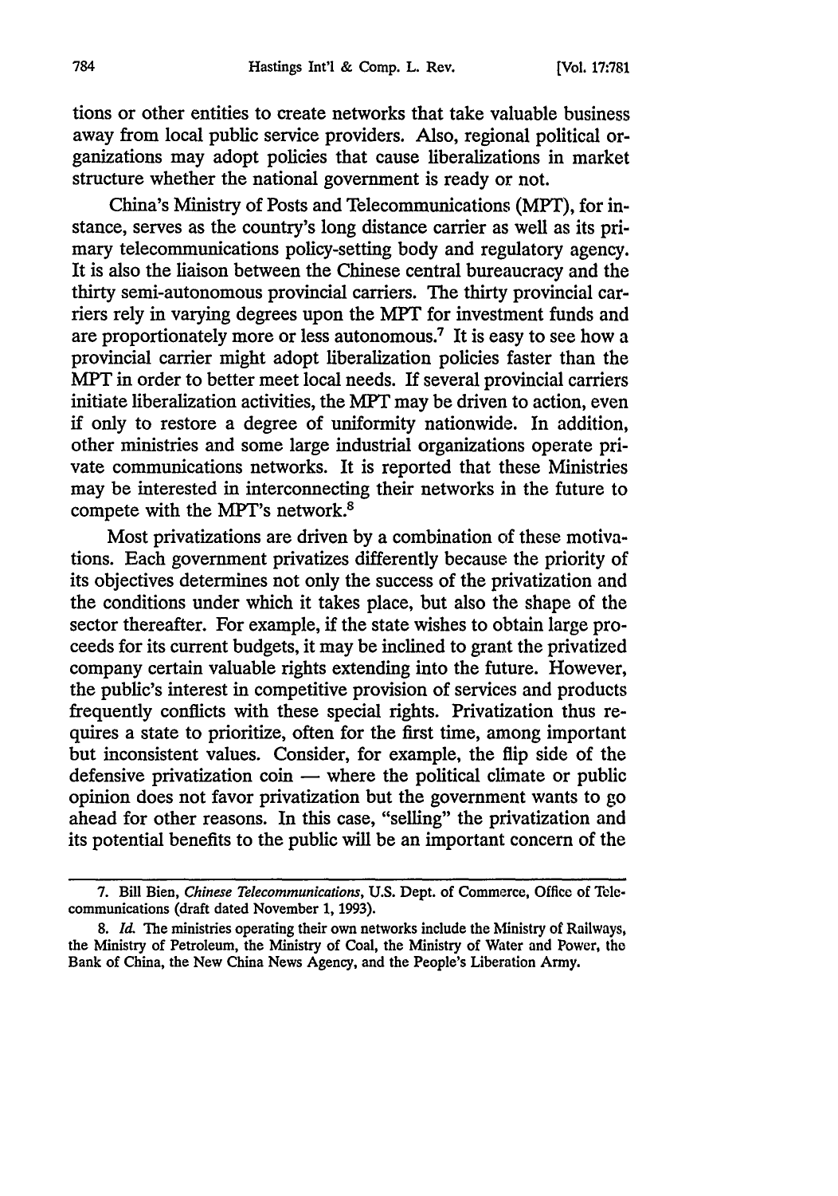tions or other entities to create networks that take valuable business away from local public service providers. Also, regional political organizations may adopt policies that cause liberalizations in market structure whether the national government is ready or not.

China's Ministry of Posts and Telecommunications (MPT), for instance, serves as the country's long distance carrier as well as its primary telecommunications policy-setting body and regulatory agency. It is also the liaison between the Chinese central bureaucracy and the thirty semi-autonomous provincial carriers. The thirty provincial carriers rely in varying degrees upon the MPT for investment funds and are proportionately more or less autonomous.[7] It is easy to see how a provincial carrier might adopt liberalization policies faster than the MPT in order to better meet local needs. If several provincial carriers initiate liberalization activities, the MPT may be driven to action, even if only to restore a degree of uniformity nationwide. In addition, other ministries and some large industrial organizations operate private communications networks. It is reported that these Ministries may be interested in interconnecting their networks in the future to compete with the MPT's network.[8]

Most privatizations are driven by a combination of these motivations. Each government privatizes differently because the priority of its objectives determines not only the success of the privatization and the conditions under which it takes place, but also the shape of the sector thereafter. For example, if the state wishes to obtain large proceeds for its current budgets, it may be inclined to grant the privatized company certain valuable rights extending into the future. However, the public's interest in competitive provision of services and products frequently conflicts with these special rights. Privatization thus requires a state to prioritize, often for the first time, among important but inconsistent values. Consider, for example, the flip side of the defensive privatization coin — where the political climate or public opinion does not favor privatization but the government wants to go ahead for other reasons. In this case, "selling" the privatization and its potential benefits to the public will be an important concern of the

---

7. Bill Bien, *Chinese Telecommunications*, U.S. Dept. of Commerce, Office of Telecommunications (draft dated November 1, 1993).

8. *Id.* The ministries operating their own networks include the Ministry of Railways, the Ministry of Petroleum, the Ministry of Coal, the Ministry of Water and Power, the Bank of China, the New China News Agency, and the People's Liberation Army.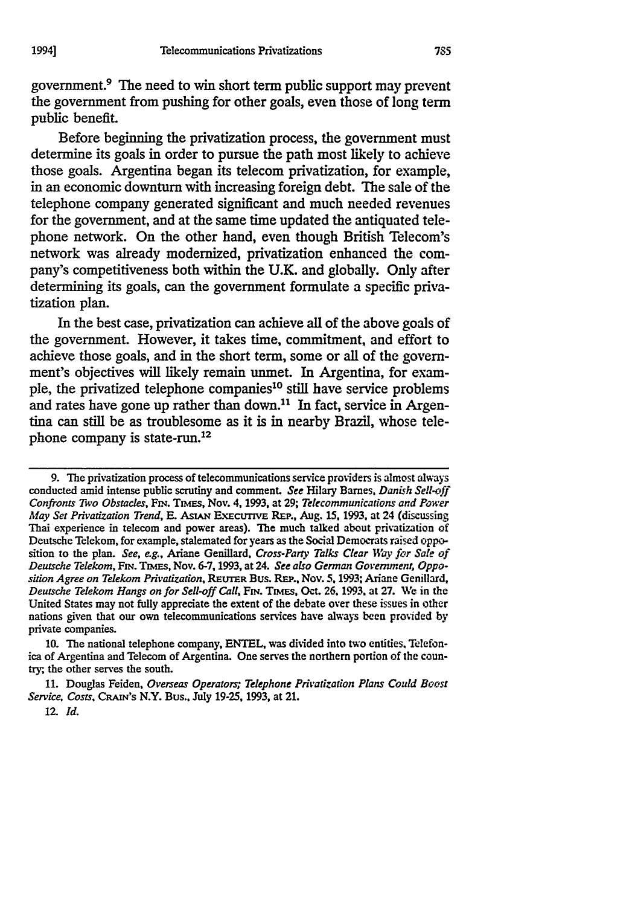government.[9] The need to win short term public support may prevent the government from pushing for other goals, even those of long term public benefit.

Before beginning the privatization process, the government must determine its goals in order to pursue the path most likely to achieve those goals. Argentina began its telecom privatization, for example, in an economic downturn with increasing foreign debt. The sale of the telephone company generated significant and much needed revenues for the government, and at the same time updated the antiquated telephone network. On the other hand, even though British Telecom's network was already modernized, privatization enhanced the company's competitiveness both within the U.K. and globally. Only after determining its goals, can the government formulate a specific privatization plan.

In the best case, privatization can achieve all of the above goals of the government. However, it takes time, commitment, and effort to achieve those goals, and in the short term, some or all of the government's objectives will likely remain unmet. In Argentina, for example, the privatized telephone companies[10] still have service problems and rates have gone up rather than down.[11] In fact, service in Argentina can still be as troublesome as it is in nearby Brazil, whose telephone company is state-run.[12]

---

9. The privatization process of telecommunications service providers is almost always conducted amid intense public scrutiny and comment. *See* Hilary Barnes, *Danish Sell-off Confronts Two Obstacles*, FIN. TIMES, Nov. 4, 1993, at 29; *Telecommunications and Power May Set Privatization Trend*, E. ASIAN EXECUTIVE REP., Aug. 15, 1993, at 24 (discussing Thai experience in telecom and power areas). The much talked about privatization of Deutsche Telekom, for example, stalemated for years as the Social Democrats raised opposition to the plan. *See, e.g.*, Ariane Genillard, *Cross-Party Talks Clear Way for Sale of Deutsche Telekom*, FIN. TIMES, Nov. 6-7, 1993, at 24. *See also German Government, Opposition Agree on Telekom Privatization*, REUTER BUS. REP., Nov. 5, 1993; Ariane Genillard, *Deutsche Telekom Hangs on for Sell-off Call*, FIN. TIMES, Oct. 26, 1993, at 27. We in the United States may not fully appreciate the extent of the debate over these issues in other nations given that our own telecommunications services have always been provided by private companies.

10. The national telephone company, ENTEL, was divided into two entities, Telefonica of Argentina and Telecom of Argentina. One serves the northern portion of the country; the other serves the south.

11. Douglas Feiden, *Overseas Operators; Telephone Privatization Plans Could Boost Service, Costs*, CRAIN'S N.Y. BUS., July 19-25, 1993, at 21.

12. *Id.*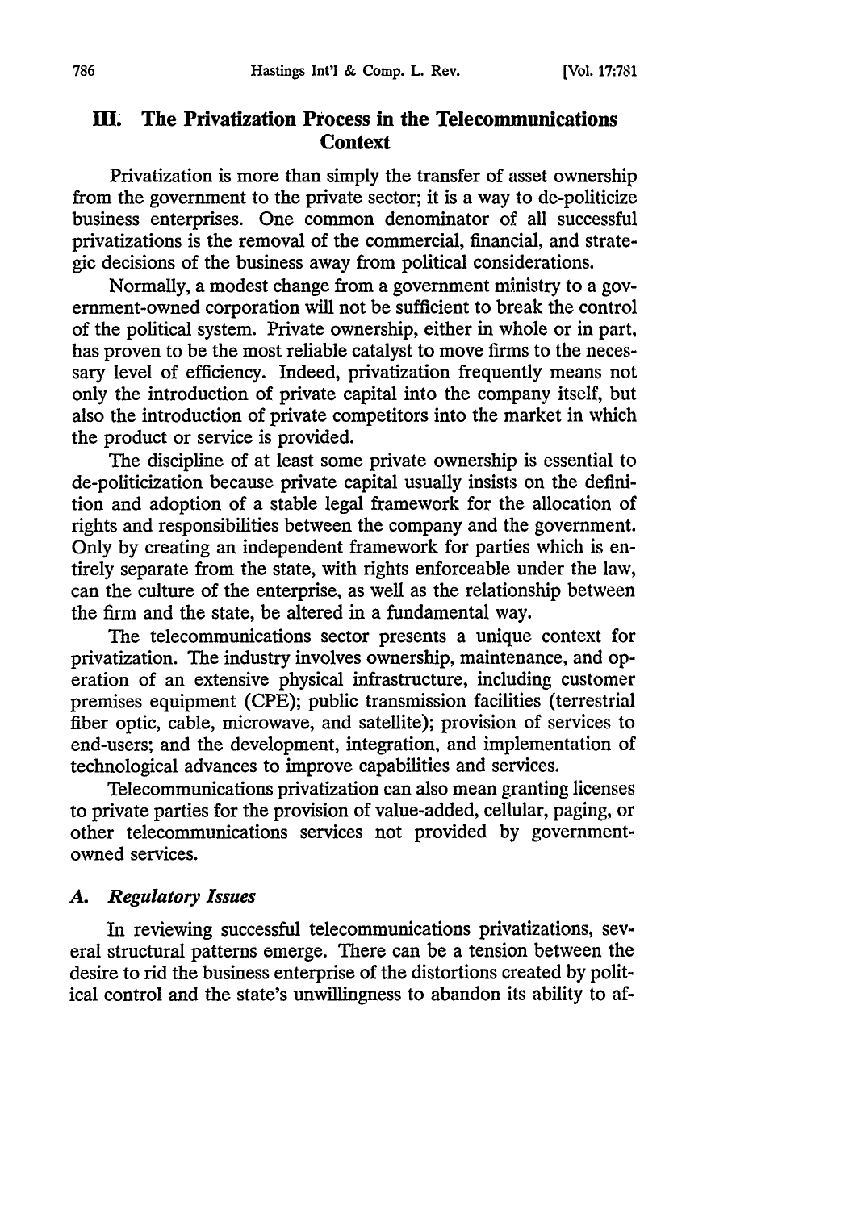## III. The Privatization Process in the Telecommunications Context

Privatization is more than simply the transfer of asset ownership from the government to the private sector; it is a way to de-politicize business enterprises. One common denominator of all successful privatizations is the removal of the commercial, financial, and strategic decisions of the business away from political considerations.

Normally, a modest change from a government ministry to a government-owned corporation will not be sufficient to break the control of the political system. Private ownership, either in whole or in part, has proven to be the most reliable catalyst to move firms to the necessary level of efficiency. Indeed, privatization frequently means not only the introduction of private capital into the company itself, but also the introduction of private competitors into the market in which the product or service is provided.

The discipline of at least some private ownership is essential to de-politicization because private capital usually insists on the definition and adoption of a stable legal framework for the allocation of rights and responsibilities between the company and the government. Only by creating an independent framework for parties which is entirely separate from the state, with rights enforceable under the law, can the culture of the enterprise, as well as the relationship between the firm and the state, be altered in a fundamental way.

The telecommunications sector presents a unique context for privatization. The industry involves ownership, maintenance, and operation of an extensive physical infrastructure, including customer premises equipment (CPE); public transmission facilities (terrestrial fiber optic, cable, microwave, and satellite); provision of services to end-users; and the development, integration, and implementation of technological advances to improve capabilities and services.

Telecommunications privatization can also mean granting licenses to private parties for the provision of value-added, cellular, paging, or other telecommunications services not provided by government-owned services.

### *A. Regulatory Issues*

In reviewing successful telecommunications privatizations, several structural patterns emerge. There can be a tension between the desire to rid the business enterprise of the distortions created by political control and the state's unwillingness to abandon its ability to af-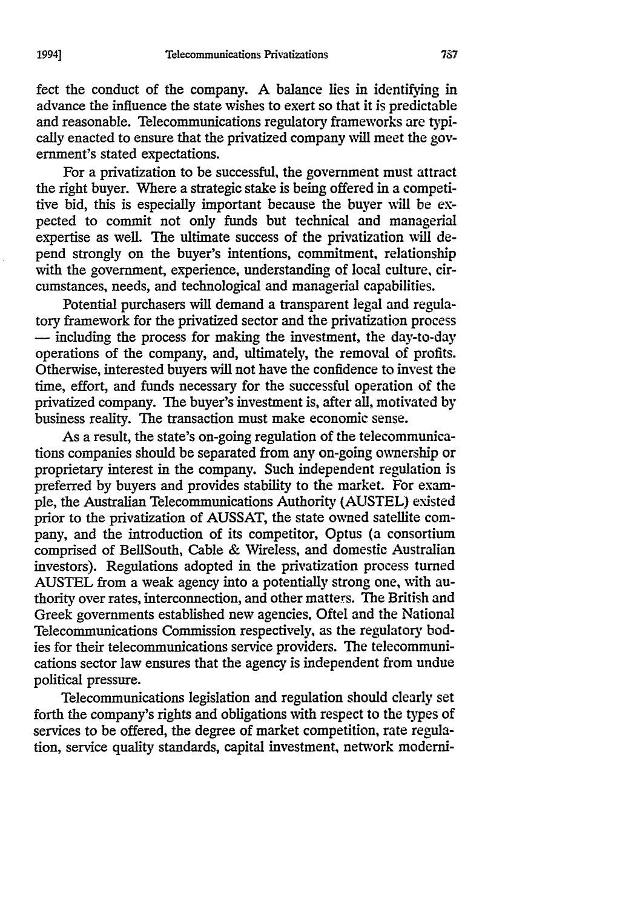fect the conduct of the company. A balance lies in identifying in advance the influence the state wishes to exert so that it is predictable and reasonable. Telecommunications regulatory frameworks are typically enacted to ensure that the privatized company will meet the government's stated expectations.

For a privatization to be successful, the government must attract the right buyer. Where a strategic stake is being offered in a competitive bid, this is especially important because the buyer will be expected to commit not only funds but technical and managerial expertise as well. The ultimate success of the privatization will depend strongly on the buyer's intentions, commitment, relationship with the government, experience, understanding of local culture, circumstances, needs, and technological and managerial capabilities.

Potential purchasers will demand a transparent legal and regulatory framework for the privatized sector and the privatization process — including the process for making the investment, the day-to-day operations of the company, and, ultimately, the removal of profits. Otherwise, interested buyers will not have the confidence to invest the time, effort, and funds necessary for the successful operation of the privatized company. The buyer's investment is, after all, motivated by business reality. The transaction must make economic sense.

As a result, the state's on-going regulation of the telecommunications companies should be separated from any on-going ownership or proprietary interest in the company. Such independent regulation is preferred by buyers and provides stability to the market. For example, the Australian Telecommunications Authority (AUSTEL) existed prior to the privatization of AUSSAT, the state owned satellite company, and the introduction of its competitor, Optus (a consortium comprised of BellSouth, Cable & Wireless, and domestic Australian investors). Regulations adopted in the privatization process turned AUSTEL from a weak agency into a potentially strong one, with authority over rates, interconnection, and other matters. The British and Greek governments established new agencies, Oftel and the National Telecommunications Commission respectively, as the regulatory bodies for their telecommunications service providers. The telecommunications sector law ensures that the agency is independent from undue political pressure.

Telecommunications legislation and regulation should clearly set forth the company's rights and obligations with respect to the types of services to be offered, the degree of market competition, rate regulation, service quality standards, capital investment, network moderni-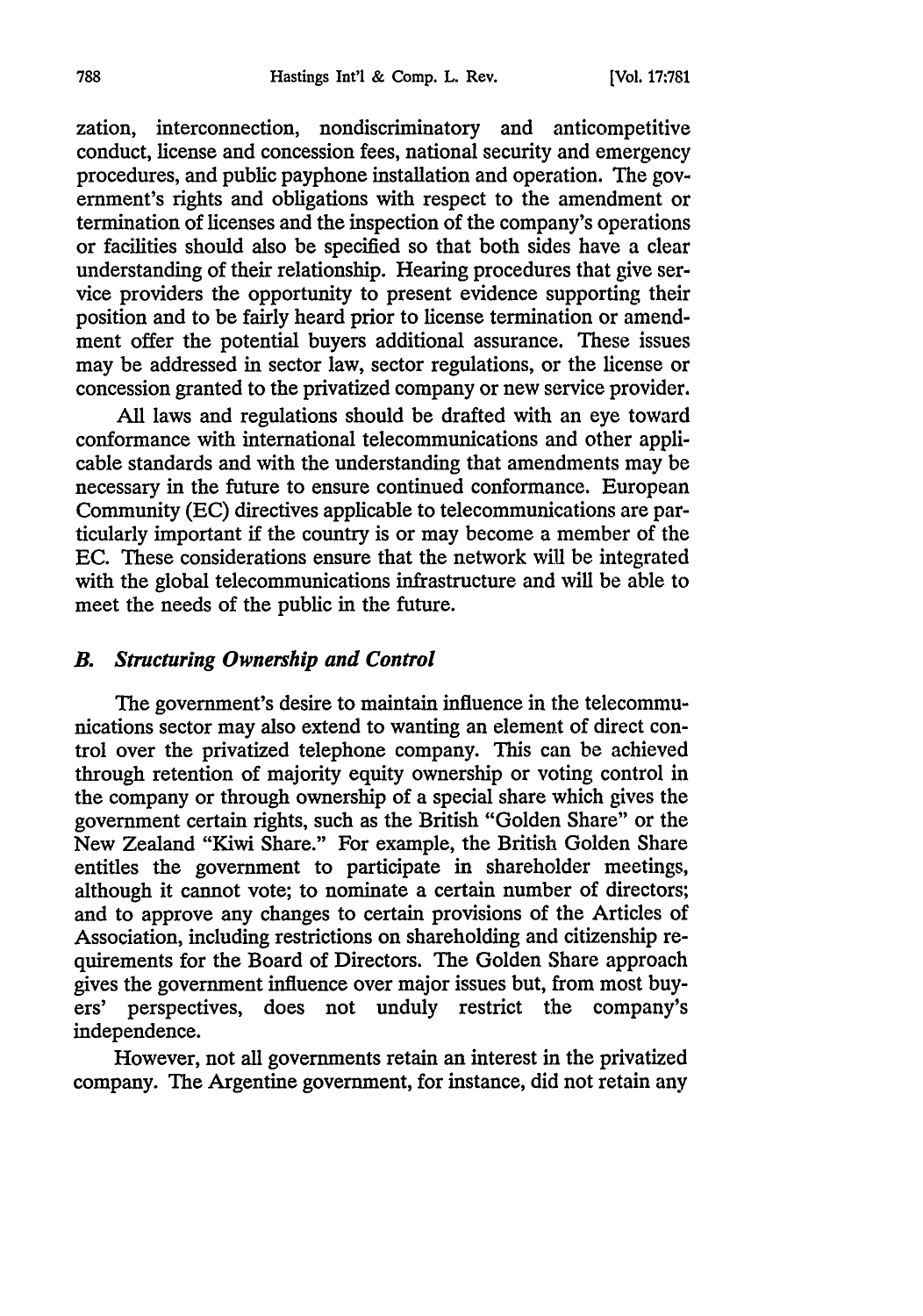zation, interconnection, nondiscriminatory and anticompetitive conduct, license and concession fees, national security and emergency procedures, and public payphone installation and operation. The government's rights and obligations with respect to the amendment or termination of licenses and the inspection of the company's operations or facilities should also be specified so that both sides have a clear understanding of their relationship. Hearing procedures that give service providers the opportunity to present evidence supporting their position and to be fairly heard prior to license termination or amendment offer the potential buyers additional assurance. These issues may be addressed in sector law, sector regulations, or the license or concession granted to the privatized company or new service provider.

All laws and regulations should be drafted with an eye toward conformance with international telecommunications and other applicable standards and with the understanding that amendments may be necessary in the future to ensure continued conformance. European Community (EC) directives applicable to telecommunications are particularly important if the country is or may become a member of the EC. These considerations ensure that the network will be integrated with the global telecommunications infrastructure and will be able to meet the needs of the public in the future.

### *B. Structuring Ownership and Control*

The government's desire to maintain influence in the telecommunications sector may also extend to wanting an element of direct control over the privatized telephone company. This can be achieved through retention of majority equity ownership or voting control in the company or through ownership of a special share which gives the government certain rights, such as the British "Golden Share" or the New Zealand "Kiwi Share." For example, the British Golden Share entitles the government to participate in shareholder meetings, although it cannot vote; to nominate a certain number of directors; and to approve any changes to certain provisions of the Articles of Association, including restrictions on shareholding and citizenship requirements for the Board of Directors. The Golden Share approach gives the government influence over major issues but, from most buyers' perspectives, does not unduly restrict the company's independence.

However, not all governments retain an interest in the privatized company. The Argentine government, for instance, did not retain any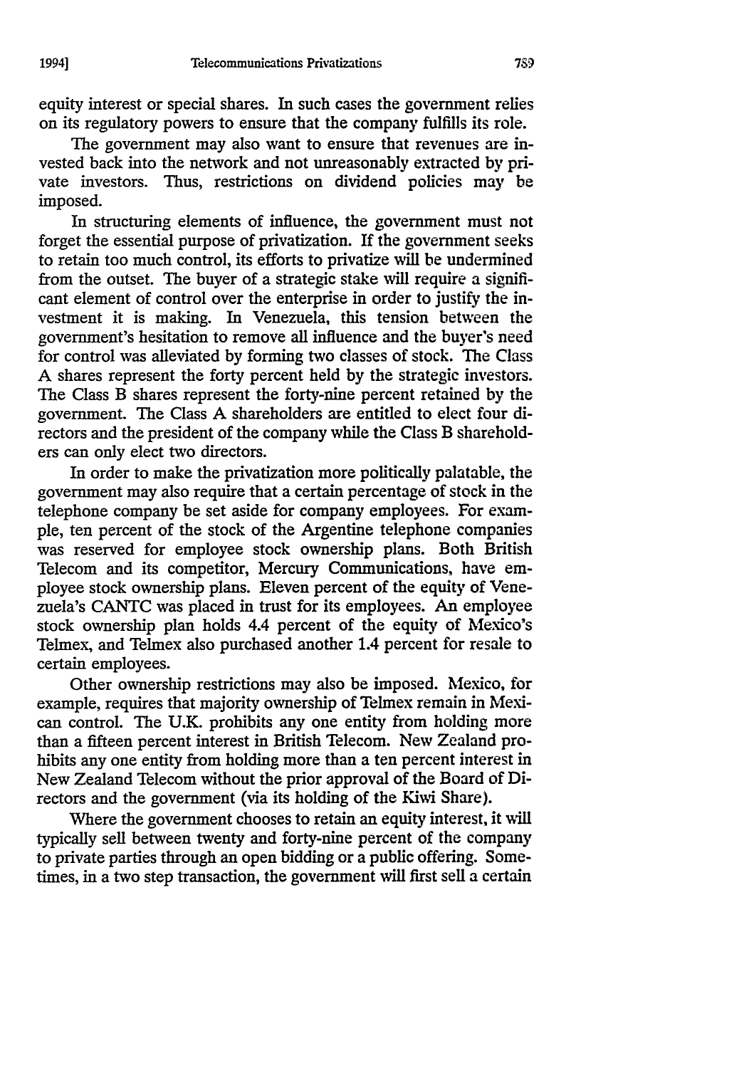equity interest or special shares. In such cases the government relies on its regulatory powers to ensure that the company fulfills its role.

The government may also want to ensure that revenues are invested back into the network and not unreasonably extracted by private investors. Thus, restrictions on dividend policies may be imposed.

In structuring elements of influence, the government must not forget the essential purpose of privatization. If the government seeks to retain too much control, its efforts to privatize will be undermined from the outset. The buyer of a strategic stake will require a significant element of control over the enterprise in order to justify the investment it is making. In Venezuela, this tension between the government's hesitation to remove all influence and the buyer's need for control was alleviated by forming two classes of stock. The Class A shares represent the forty percent held by the strategic investors. The Class B shares represent the forty-nine percent retained by the government. The Class A shareholders are entitled to elect four directors and the president of the company while the Class B shareholders can only elect two directors.

In order to make the privatization more politically palatable, the government may also require that a certain percentage of stock in the telephone company be set aside for company employees. For example, ten percent of the stock of the Argentine telephone companies was reserved for employee stock ownership plans. Both British Telecom and its competitor, Mercury Communications, have employee stock ownership plans. Eleven percent of the equity of Venezuela's CANTC was placed in trust for its employees. An employee stock ownership plan holds 4.4 percent of the equity of Mexico's Telmex, and Telmex also purchased another 1.4 percent for resale to certain employees.

Other ownership restrictions may also be imposed. Mexico, for example, requires that majority ownership of Telmex remain in Mexican control. The U.K. prohibits any one entity from holding more than a fifteen percent interest in British Telecom. New Zealand prohibits any one entity from holding more than a ten percent interest in New Zealand Telecom without the prior approval of the Board of Directors and the government (via its holding of the Kiwi Share).

Where the government chooses to retain an equity interest, it will typically sell between twenty and forty-nine percent of the company to private parties through an open bidding or a public offering. Sometimes, in a two step transaction, the government will first sell a certain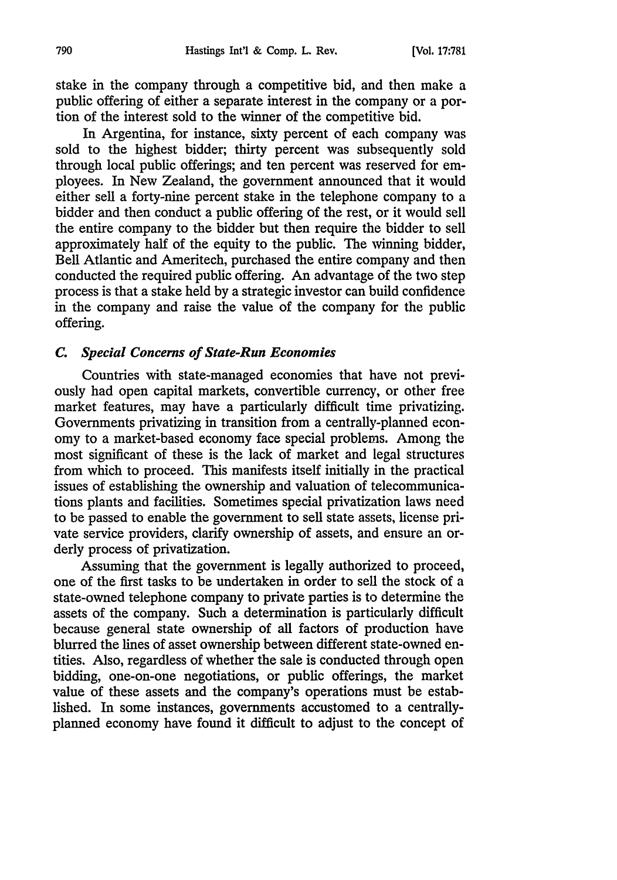stake in the company through a competitive bid, and then make a public offering of either a separate interest in the company or a portion of the interest sold to the winner of the competitive bid.

In Argentina, for instance, sixty percent of each company was sold to the highest bidder; thirty percent was subsequently sold through local public offerings; and ten percent was reserved for employees. In New Zealand, the government announced that it would either sell a forty-nine percent stake in the telephone company to a bidder and then conduct a public offering of the rest, or it would sell the entire company to the bidder but then require the bidder to sell approximately half of the equity to the public. The winning bidder, Bell Atlantic and Ameritech, purchased the entire company and then conducted the required public offering. An advantage of the two step process is that a stake held by a strategic investor can build confidence in the company and raise the value of the company for the public offering.

### *C. Special Concerns of State-Run Economies*

Countries with state-managed economies that have not previously had open capital markets, convertible currency, or other free market features, may have a particularly difficult time privatizing. Governments privatizing in transition from a centrally-planned economy to a market-based economy face special problems. Among the most significant of these is the lack of market and legal structures from which to proceed. This manifests itself initially in the practical issues of establishing the ownership and valuation of telecommunications plants and facilities. Sometimes special privatization laws need to be passed to enable the government to sell state assets, license private service providers, clarify ownership of assets, and ensure an orderly process of privatization.

Assuming that the government is legally authorized to proceed, one of the first tasks to be undertaken in order to sell the stock of a state-owned telephone company to private parties is to determine the assets of the company. Such a determination is particularly difficult because general state ownership of all factors of production have blurred the lines of asset ownership between different state-owned entities. Also, regardless of whether the sale is conducted through open bidding, one-on-one negotiations, or public offerings, the market value of these assets and the company's operations must be established. In some instances, governments accustomed to a centrally-planned economy have found it difficult to adjust to the concept of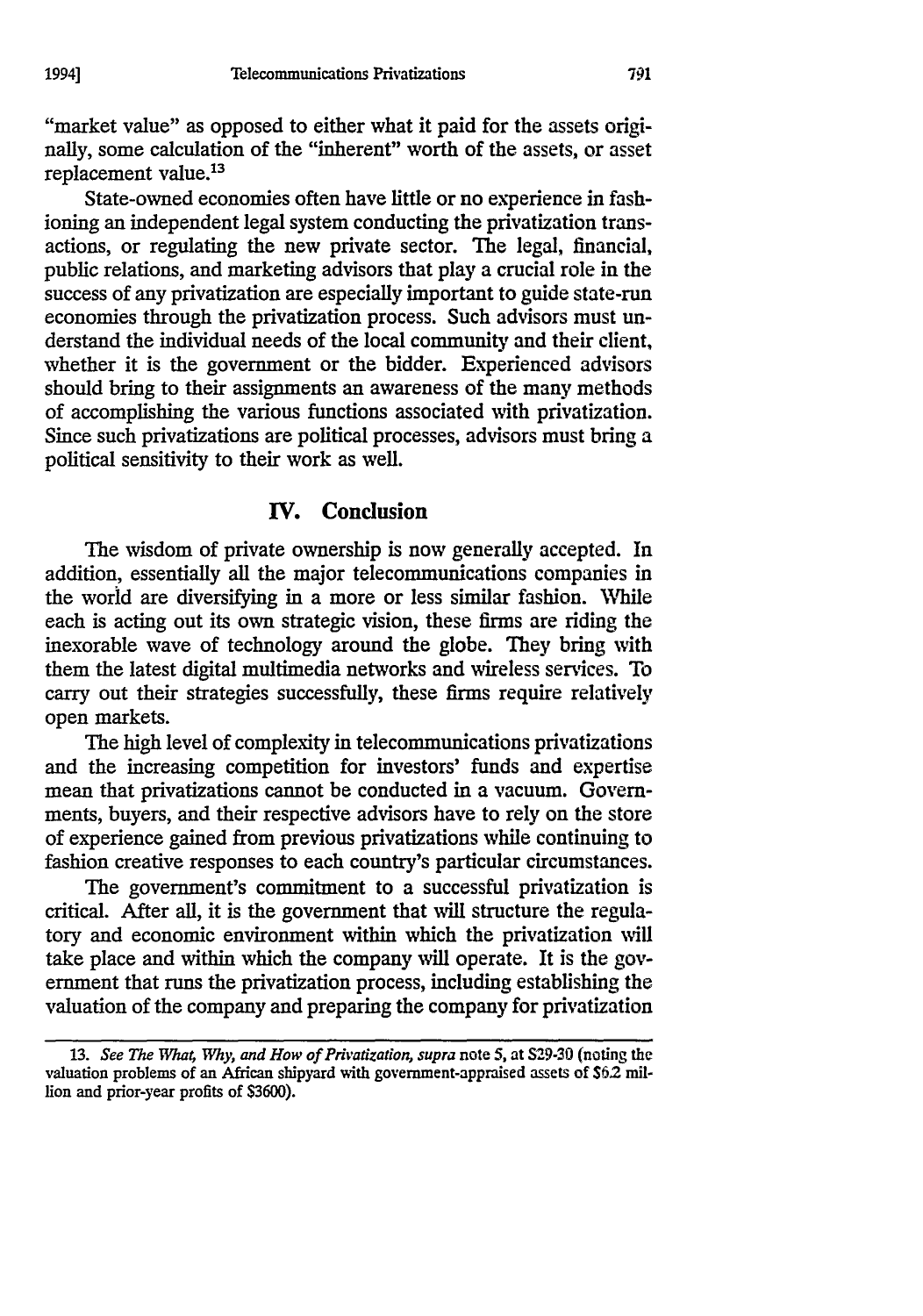"market value" as opposed to either what it paid for the assets originally, some calculation of the "inherent" worth of the assets, or asset replacement value.[13]

State-owned economies often have little or no experience in fashioning an independent legal system conducting the privatization transactions, or regulating the new private sector. The legal, financial, public relations, and marketing advisors that play a crucial role in the success of any privatization are especially important to guide state-run economies through the privatization process. Such advisors must understand the individual needs of the local community and their client, whether it is the government or the bidder. Experienced advisors should bring to their assignments an awareness of the many methods of accomplishing the various functions associated with privatization. Since such privatizations are political processes, advisors must bring a political sensitivity to their work as well.

## IV. Conclusion

The wisdom of private ownership is now generally accepted. In addition, essentially all the major telecommunications companies in the world are diversifying in a more or less similar fashion. While each is acting out its own strategic vision, these firms are riding the inexorable wave of technology around the globe. They bring with them the latest digital multimedia networks and wireless services. To carry out their strategies successfully, these firms require relatively open markets.

The high level of complexity in telecommunications privatizations and the increasing competition for investors' funds and expertise mean that privatizations cannot be conducted in a vacuum. Governments, buyers, and their respective advisors have to rely on the store of experience gained from previous privatizations while continuing to fashion creative responses to each country's particular circumstances.

The government's commitment to a successful privatization is critical. After all, it is the government that will structure the regulatory and economic environment within which the privatization will take place and within which the company will operate. It is the government that runs the privatization process, including establishing the valuation of the company and preparing the company for privatization

---

13. *See The What, Why, and How of Privatization, supra* note 5, at S29-30 (noting the valuation problems of an African shipyard with government-appraised assets of $6.2 million and prior-year profits of $3600).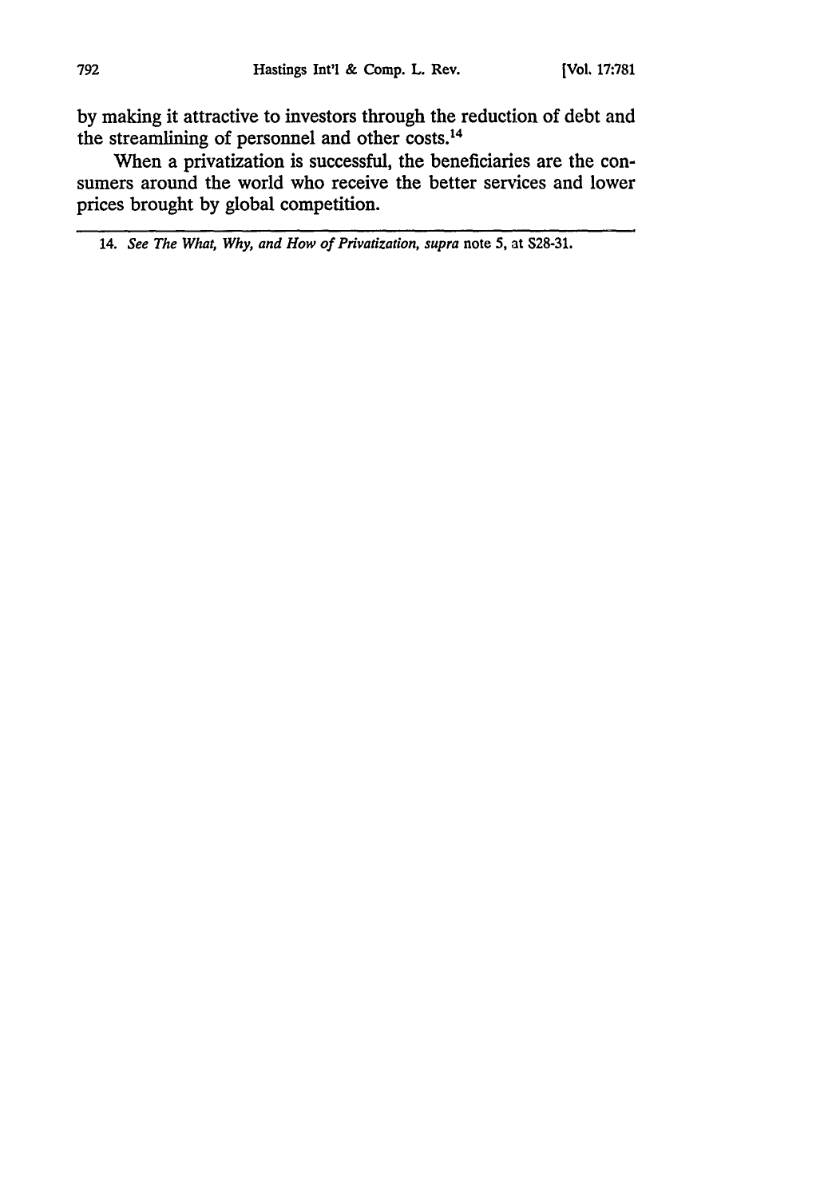by making it attractive to investors through the reduction of debt and the streamlining of personnel and other costs.[14]

When a privatization is successful, the beneficiaries are the consumers around the world who receive the better services and lower prices brought by global competition.

---

14. *See The What, Why, and How of Privatization*, *supra* note 5, at S28-31.